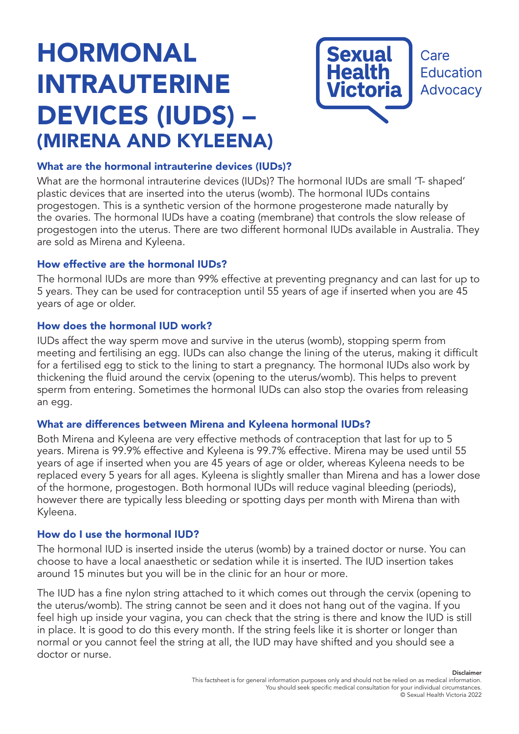# HORMONAL INTRAUTERINE DEVICES (IUDS) – (MIRENA AND KYLEENA)

Sexual Health Victoria

Care
Education
Advocacy

### What are the hormonal intrauterine devices (IUDs)?

What are the hormonal intrauterine devices (IUDs)? The hormonal IUDs are small 'T- shaped' plastic devices that are inserted into the uterus (womb). The hormonal IUDs contains progestogen. This is a synthetic version of the hormone progesterone made naturally by the ovaries. The hormonal IUDs have a coating (membrane) that controls the slow release of progestogen into the uterus. There are two different hormonal IUDs available in Australia. They are sold as Mirena and Kyleena.

### How effective are the hormonal IUDs?

The hormonal IUDs are more than 99% effective at preventing pregnancy and can last for up to 5 years. They can be used for contraception until 55 years of age if inserted when you are 45 years of age or older.

### How does the hormonal IUD work?

IUDs affect the way sperm move and survive in the uterus (womb), stopping sperm from meeting and fertilising an egg. IUDs can also change the lining of the uterus, making it difficult for a fertilised egg to stick to the lining to start a pregnancy. The hormonal IUDs also work by thickening the fluid around the cervix (opening to the uterus/womb). This helps to prevent sperm from entering. Sometimes the hormonal IUDs can also stop the ovaries from releasing an egg.

### What are differences between Mirena and Kyleena hormonal IUDs?

Both Mirena and Kyleena are very effective methods of contraception that last for up to 5 years. Mirena is 99.9% effective and Kyleena is 99.7% effective. Mirena may be used until 55 years of age if inserted when you are 45 years of age or older, whereas Kyleena needs to be replaced every 5 years for all ages. Kyleena is slightly smaller than Mirena and has a lower dose of the hormone, progestogen. Both hormonal IUDs will reduce vaginal bleeding (periods), however there are typically less bleeding or spotting days per month with Mirena than with Kyleena.

### How do I use the hormonal IUD?

The hormonal IUD is inserted inside the uterus (womb) by a trained doctor or nurse. You can choose to have a local anaesthetic or sedation while it is inserted. The IUD insertion takes around 15 minutes but you will be in the clinic for an hour or more.

The IUD has a fine nylon string attached to it which comes out through the cervix (opening to the uterus/womb). The string cannot be seen and it does not hang out of the vagina. If you feel high up inside your vagina, you can check that the string is there and know the IUD is still in place. It is good to do this every month. If the string feels like it is shorter or longer than normal or you cannot feel the string at all, the IUD may have shifted and you should see a doctor or nurse.

**Disclaimer**
This factsheet is for general information purposes only and should not be relied on as medical information. You should seek specific medical consultation for your individual circumstances.
© Sexual Health Victoria 2022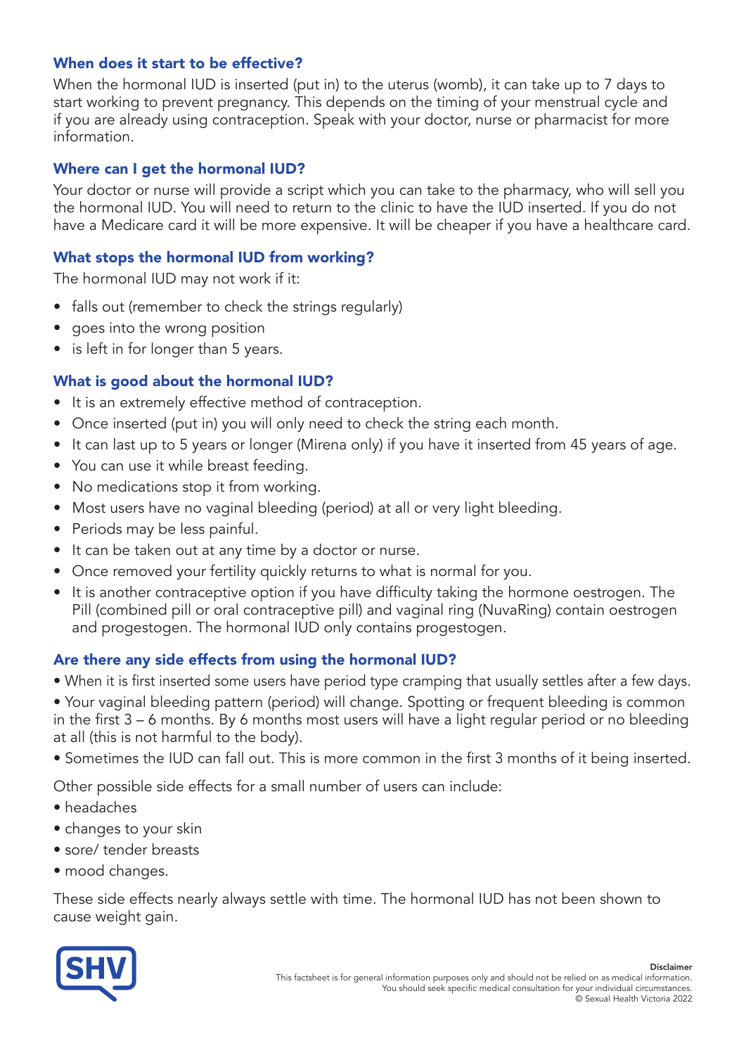### When does it start to be effective?

When the hormonal IUD is inserted (put in) to the uterus (womb), it can take up to 7 days to start working to prevent pregnancy. This depends on the timing of your menstrual cycle and if you are already using contraception. Speak with your doctor, nurse or pharmacist for more information.

### Where can I get the hormonal IUD?

Your doctor or nurse will provide a script which you can take to the pharmacy, who will sell you the hormonal IUD. You will need to return to the clinic to have the IUD inserted. If you do not have a Medicare card it will be more expensive. It will be cheaper if you have a healthcare card.

### What stops the hormonal IUD from working?

The hormonal IUD may not work if it:

- falls out (remember to check the strings regularly)
- goes into the wrong position
- is left in for longer than 5 years.

### What is good about the hormonal IUD?

- It is an extremely effective method of contraception.
- Once inserted (put in) you will only need to check the string each month.
- It can last up to 5 years or longer (Mirena only) if you have it inserted from 45 years of age.
- You can use it while breast feeding.
- No medications stop it from working.
- Most users have no vaginal bleeding (period) at all or very light bleeding.
- Periods may be less painful.
- It can be taken out at any time by a doctor or nurse.
- Once removed your fertility quickly returns to what is normal for you.
- It is another contraceptive option if you have difficulty taking the hormone oestrogen. The Pill (combined pill or oral contraceptive pill) and vaginal ring (NuvaRing) contain oestrogen and progestogen. The hormonal IUD only contains progestogen.

### Are there any side effects from using the hormonal IUD?

- When it is first inserted some users have period type cramping that usually settles after a few days.
- Your vaginal bleeding pattern (period) will change. Spotting or frequent bleeding is common in the first 3 – 6 months. By 6 months most users will have a light regular period or no bleeding at all (this is not harmful to the body).
- Sometimes the IUD can fall out. This is more common in the first 3 months of it being inserted.

Other possible side effects for a small number of users can include:

- headaches
- changes to your skin
- sore/ tender breasts
- mood changes.

These side effects nearly always settle with time. The hormonal IUD has not been shown to cause weight gain.

**Disclaimer**
This factsheet is for general information purposes only and should not be relied on as medical information.
You should seek specific medical consultation for your individual circumstances.
© Sexual Health Victoria 2022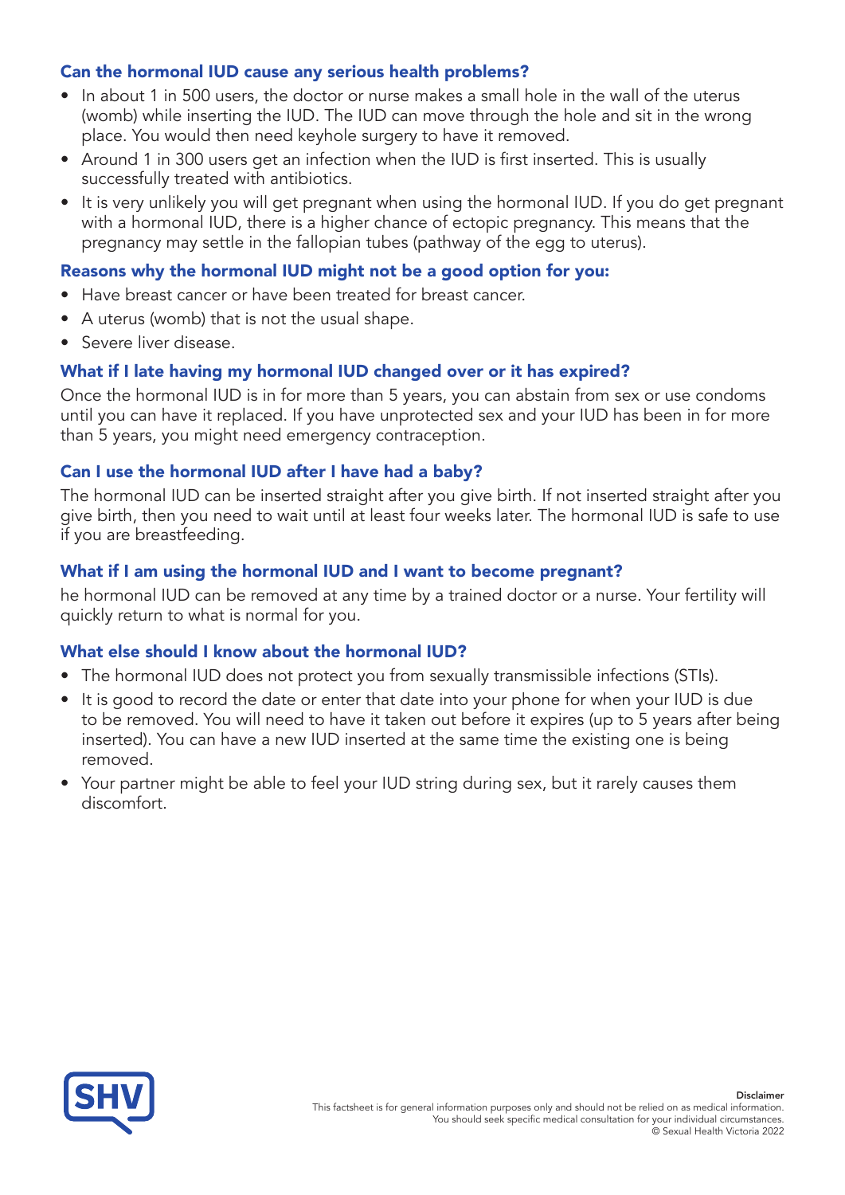### Can the hormonal IUD cause any serious health problems?

- In about 1 in 500 users, the doctor or nurse makes a small hole in the wall of the uterus (womb) while inserting the IUD. The IUD can move through the hole and sit in the wrong place. You would then need keyhole surgery to have it removed.
- Around 1 in 300 users get an infection when the IUD is first inserted. This is usually successfully treated with antibiotics.
- It is very unlikely you will get pregnant when using the hormonal IUD. If you do get pregnant with a hormonal IUD, there is a higher chance of ectopic pregnancy. This means that the pregnancy may settle in the fallopian tubes (pathway of the egg to uterus).

### Reasons why the hormonal IUD might not be a good option for you:

- Have breast cancer or have been treated for breast cancer.
- A uterus (womb) that is not the usual shape.
- Severe liver disease.

### What if I late having my hormonal IUD changed over or it has expired?

Once the hormonal IUD is in for more than 5 years, you can abstain from sex or use condoms until you can have it replaced. If you have unprotected sex and your IUD has been in for more than 5 years, you might need emergency contraception.

### Can I use the hormonal IUD after I have had a baby?

The hormonal IUD can be inserted straight after you give birth. If not inserted straight after you give birth, then you need to wait until at least four weeks later. The hormonal IUD is safe to use if you are breastfeeding.

### What if I am using the hormonal IUD and I want to become pregnant?

he hormonal IUD can be removed at any time by a trained doctor or a nurse. Your fertility will quickly return to what is normal for you.

### What else should I know about the hormonal IUD?

- The hormonal IUD does not protect you from sexually transmissible infections (STIs).
- It is good to record the date or enter that date into your phone for when your IUD is due to be removed. You will need to have it taken out before it expires (up to 5 years after being inserted). You can have a new IUD inserted at the same time the existing one is being removed.
- Your partner might be able to feel your IUD string during sex, but it rarely causes them discomfort.

SHV

**Disclaimer**
This factsheet is for general information purposes only and should not be relied on as medical information.
You should seek specific medical consultation for your individual circumstances.
© Sexual Health Victoria 2022